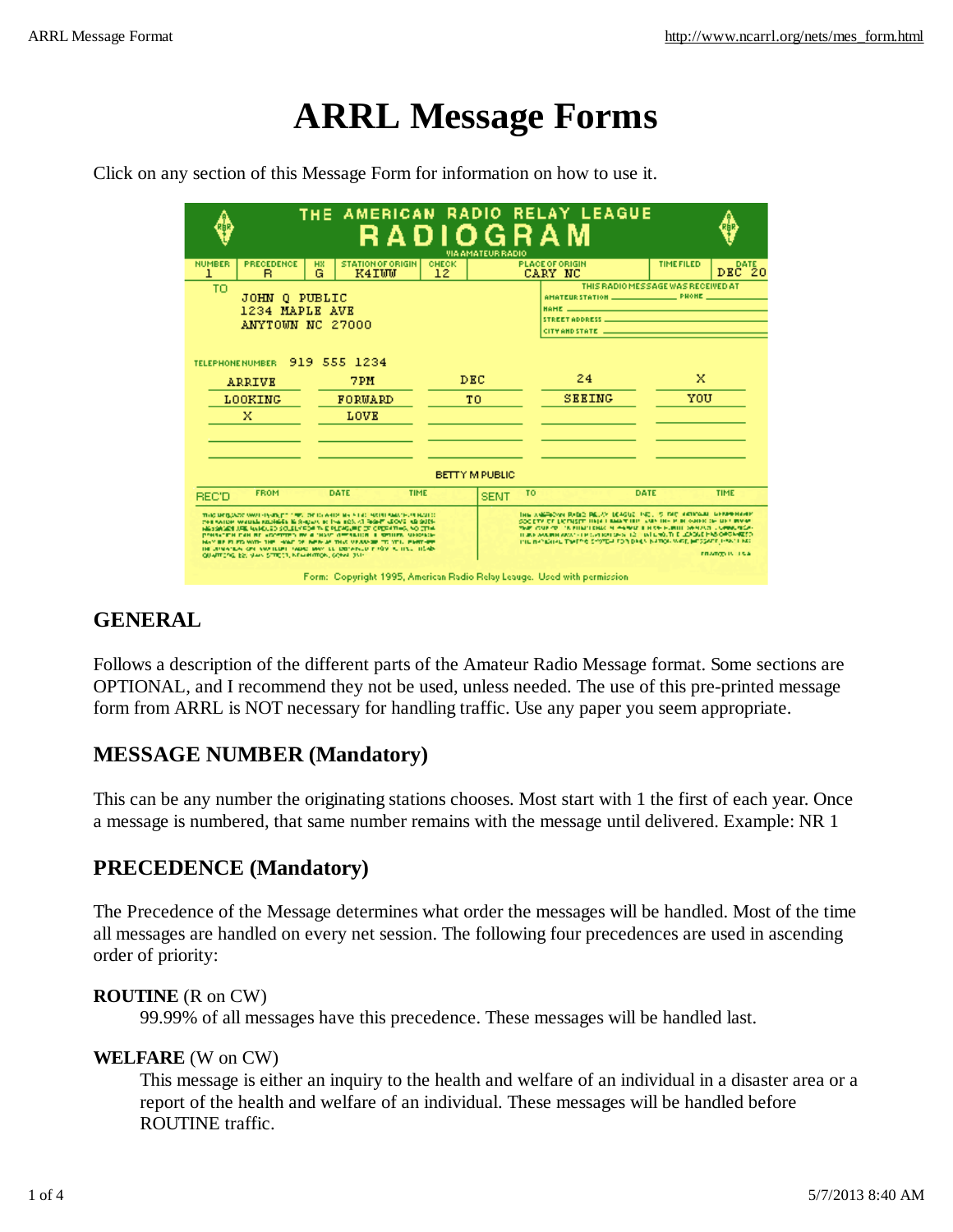# ARRL Message Forms

Click on any section of this Message Form for information on how to use it.

## GENERAL

Follows a description of the different parts of the Amateur Radio Message format. Some sections are OPTIONAL, and I recommend they not be used, unless needed. The use of this pre-printed message form from ARRL is NOT necessary for handling traffic. Use any paper you seem appropriate.

## MESSAGE NUMBER (Mandatory)

This can be any number the originating stations chooses. Most start with 1 the first of each year. Once a message is numbered, that same number remains with the message until delivered. Example: NR 1

## PRECEDENCE (Mandatory)

The Precedence of the Message determines what order the messages will be handled. Most of the time all messages are handled on every net session. The following four precedences are used in ascending order of priority:

**ROUTINE** (R on CW)
: 99.99% of all messages have this precedence. These messages will be handled last.

**WELFARE** (W on CW)
: This message is either an inquiry to the health and welfare of an individual in a disaster area or a report of the health and welfare of an individual. These messages will be handled before ROUTINE traffic.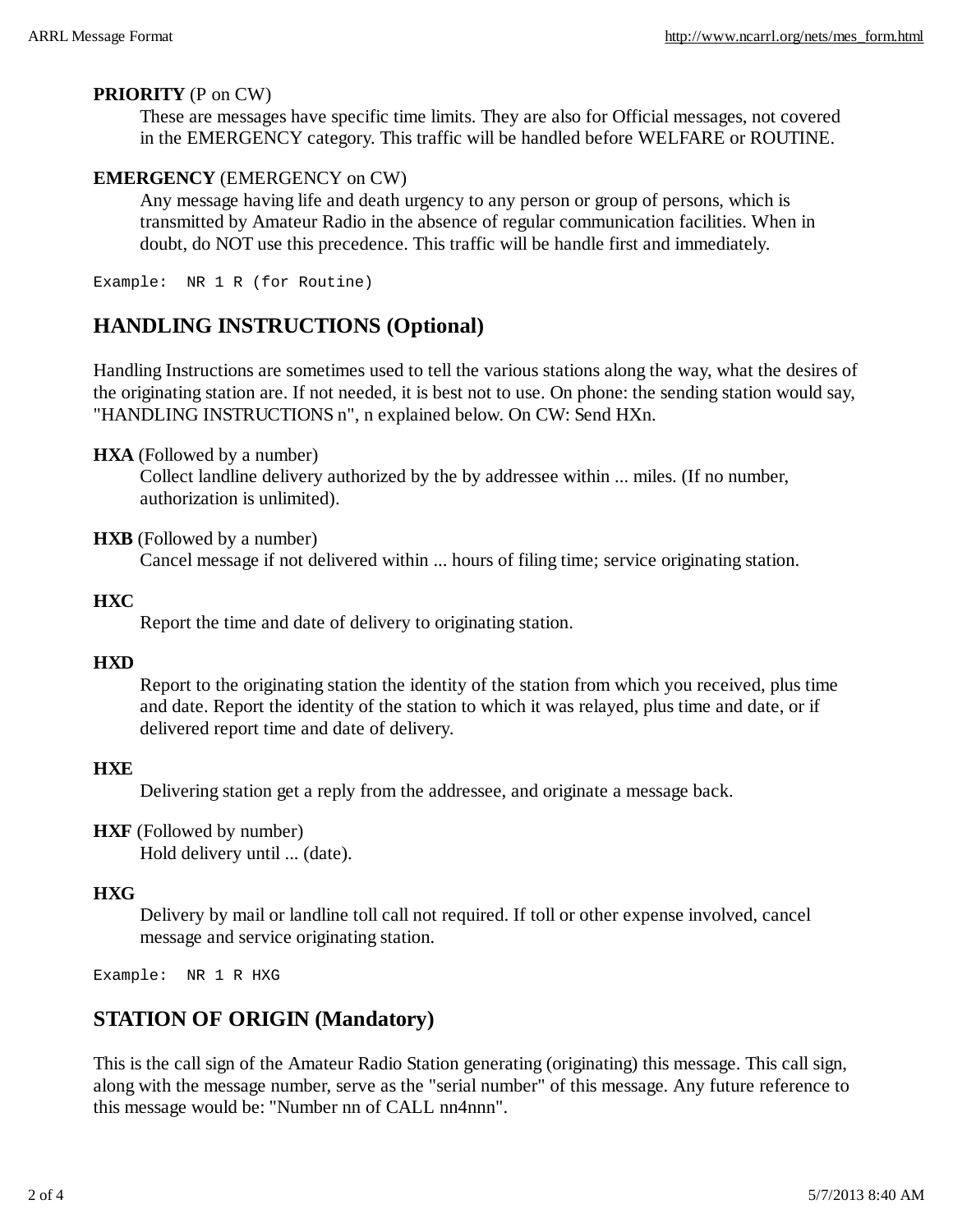**PRIORITY** (P on CW)

These are messages have specific time limits. They are also for Official messages, not covered in the EMERGENCY category. This traffic will be handled before WELFARE or ROUTINE.

**EMERGENCY** (EMERGENCY on CW)

Any message having life and death urgency to any person or group of persons, which is transmitted by Amateur Radio in the absence of regular communication facilities. When in doubt, do NOT use this precedence. This traffic will be handle first and immediately.

```
Example:  NR 1 R (for Routine)
```

## HANDLING INSTRUCTIONS (Optional)

Handling Instructions are sometimes used to tell the various stations along the way, what the desires of the originating station are. If not needed, it is best not to use. On phone: the sending station would say, "HANDLING INSTRUCTIONS n", n explained below. On CW: Send HXn.

**HXA** (Followed by a number)

Collect landline delivery authorized by the by addressee within ... miles. (If no number, authorization is unlimited).

**HXB** (Followed by a number)

Cancel message if not delivered within ... hours of filing time; service originating station.

**HXC**

Report the time and date of delivery to originating station.

**HXD**

Report to the originating station the identity of the station from which you received, plus time and date. Report the identity of the station to which it was relayed, plus time and date, or if delivered report time and date of delivery.

**HXE**

Delivering station get a reply from the addressee, and originate a message back.

**HXF** (Followed by number)

Hold delivery until ... (date).

**HXG**

Delivery by mail or landline toll call not required. If toll or other expense involved, cancel message and service originating station.

```
Example:  NR 1 R HXG
```

## STATION OF ORIGIN (Mandatory)

This is the call sign of the Amateur Radio Station generating (originating) this message. This call sign, along with the message number, serve as the "serial number" of this message. Any future reference to this message would be: "Number nn of CALL nn4nnn".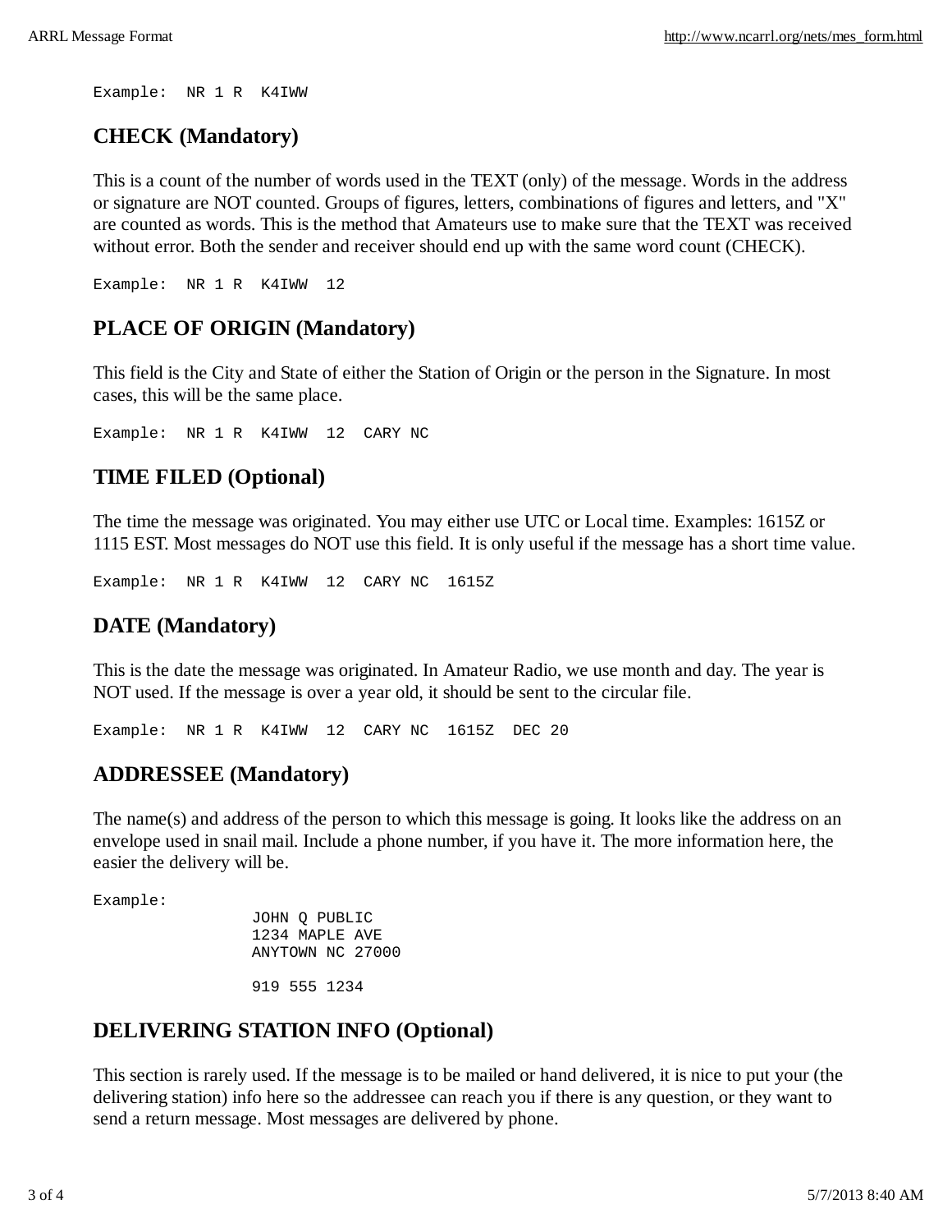```
Example:  NR 1 R  K4IWW
```

## CHECK (Mandatory)

This is a count of the number of words used in the TEXT (only) of the message. Words in the address or signature are NOT counted. Groups of figures, letters, combinations of figures and letters, and "X" are counted as words. This is the method that Amateurs use to make sure that the TEXT was received without error. Both the sender and receiver should end up with the same word count (CHECK).

```
Example:  NR 1 R  K4IWW  12
```

## PLACE OF ORIGIN (Mandatory)

This field is the City and State of either the Station of Origin or the person in the Signature. In most cases, this will be the same place.

```
Example:  NR 1 R  K4IWW  12  CARY NC
```

## TIME FILED (Optional)

The time the message was originated. You may either use UTC or Local time. Examples: 1615Z or 1115 EST. Most messages do NOT use this field. It is only useful if the message has a short time value.

```
Example:  NR 1 R  K4IWW  12  CARY NC  1615Z
```

## DATE (Mandatory)

This is the date the message was originated. In Amateur Radio, we use month and day. The year is NOT used. If the message is over a year old, it should be sent to the circular file.

```
Example:  NR 1 R  K4IWW  12  CARY NC  1615Z  DEC 20
```

## ADDRESSEE (Mandatory)

The name(s) and address of the person to which this message is going. It looks like the address on an envelope used in snail mail. Include a phone number, if you have it. The more information here, the easier the delivery will be.

```
Example:
                 JOHN Q PUBLIC
                 1234 MAPLE AVE
                 ANYTOWN NC 27000

                 919 555 1234
```

## DELIVERING STATION INFO (Optional)

This section is rarely used. If the message is to be mailed or hand delivered, it is nice to put your (the delivering station) info here so the addressee can reach you if there is any question, or they want to send a return message. Most messages are delivered by phone.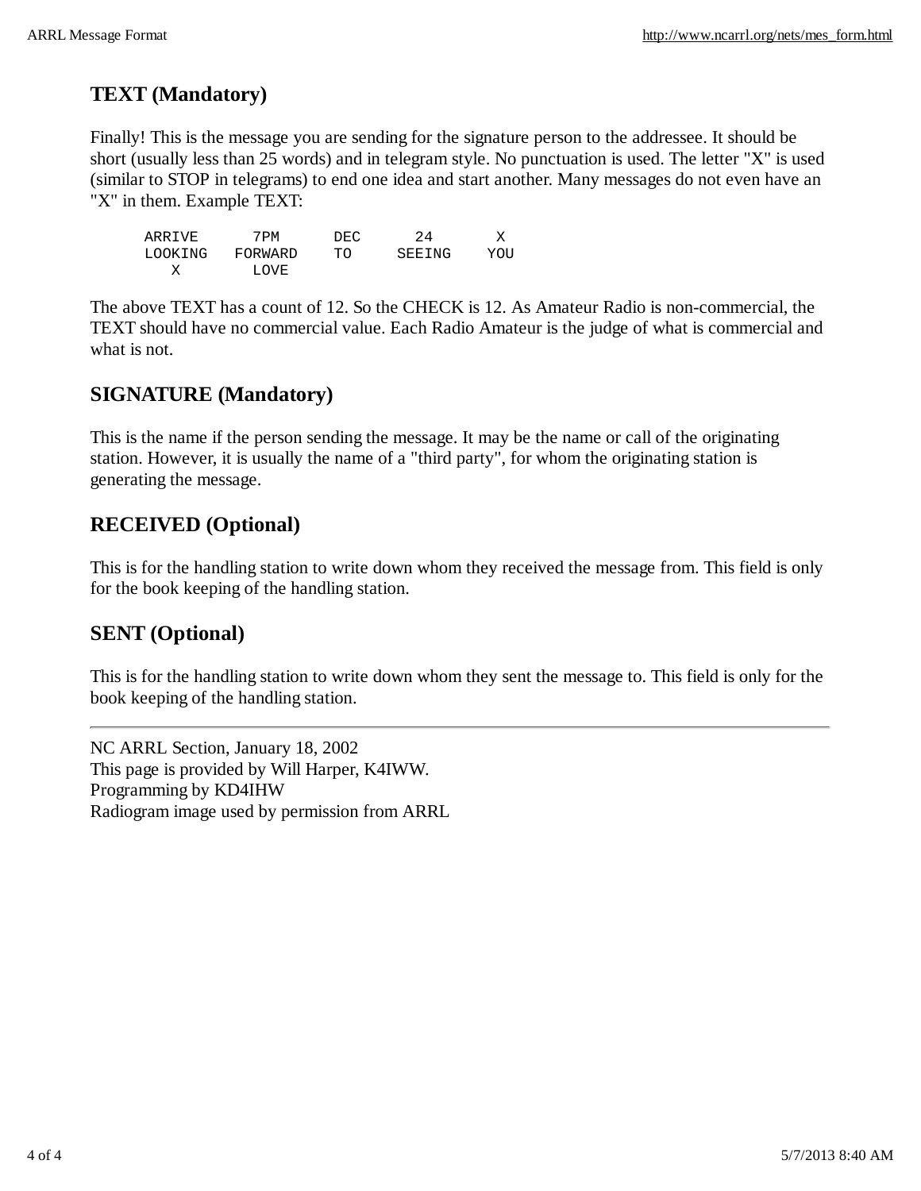## TEXT (Mandatory)

Finally! This is the message you are sending for the signature person to the addressee. It should be short (usually less than 25 words) and in telegram style. No punctuation is used. The letter "X" is used (similar to STOP in telegrams) to end one idea and start another. Many messages do not even have an "X" in them. Example TEXT:

```
ARRIVE    7PM      DEC     24      X
LOOKING   FORWARD  TO      SEEING  YOU
  X       LOVE
```

The above TEXT has a count of 12. So the CHECK is 12. As Amateur Radio is non-commercial, the TEXT should have no commercial value. Each Radio Amateur is the judge of what is commercial and what is not.

## SIGNATURE (Mandatory)

This is the name if the person sending the message. It may be the name or call of the originating station. However, it is usually the name of a "third party", for whom the originating station is generating the message.

## RECEIVED (Optional)

This is for the handling station to write down whom they received the message from. This field is only for the book keeping of the handling station.

## SENT (Optional)

This is for the handling station to write down whom they sent the message to. This field is only for the book keeping of the handling station.

---

NC ARRL Section, January 18, 2002
This page is provided by Will Harper, K4IWW.
Programming by KD4IHW
Radiogram image used by permission from ARRL